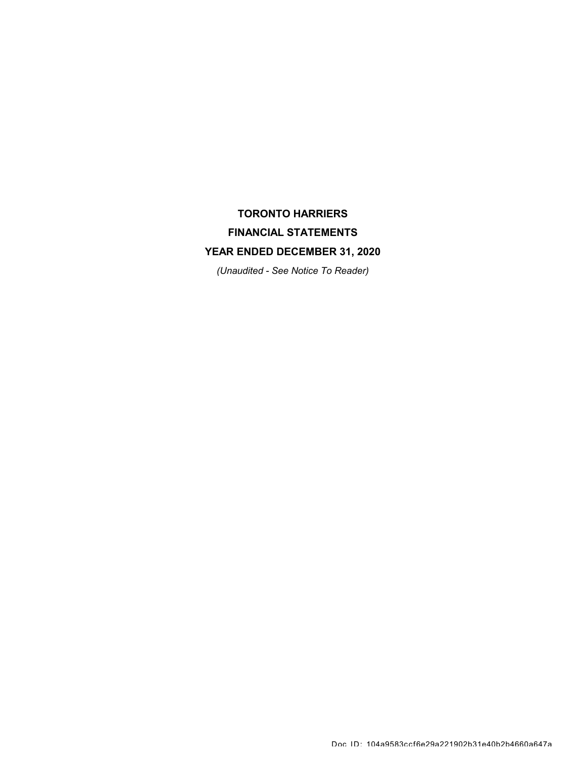# TORONTO HARRIERS

## FINANCIAL STATEMENTS

## YEAR ENDED DECEMBER 31, 2020

*(Unaudited - See Notice To Reader)*

Doc ID: 104a9583ccf6e29a221902b31e40b2b4660a647a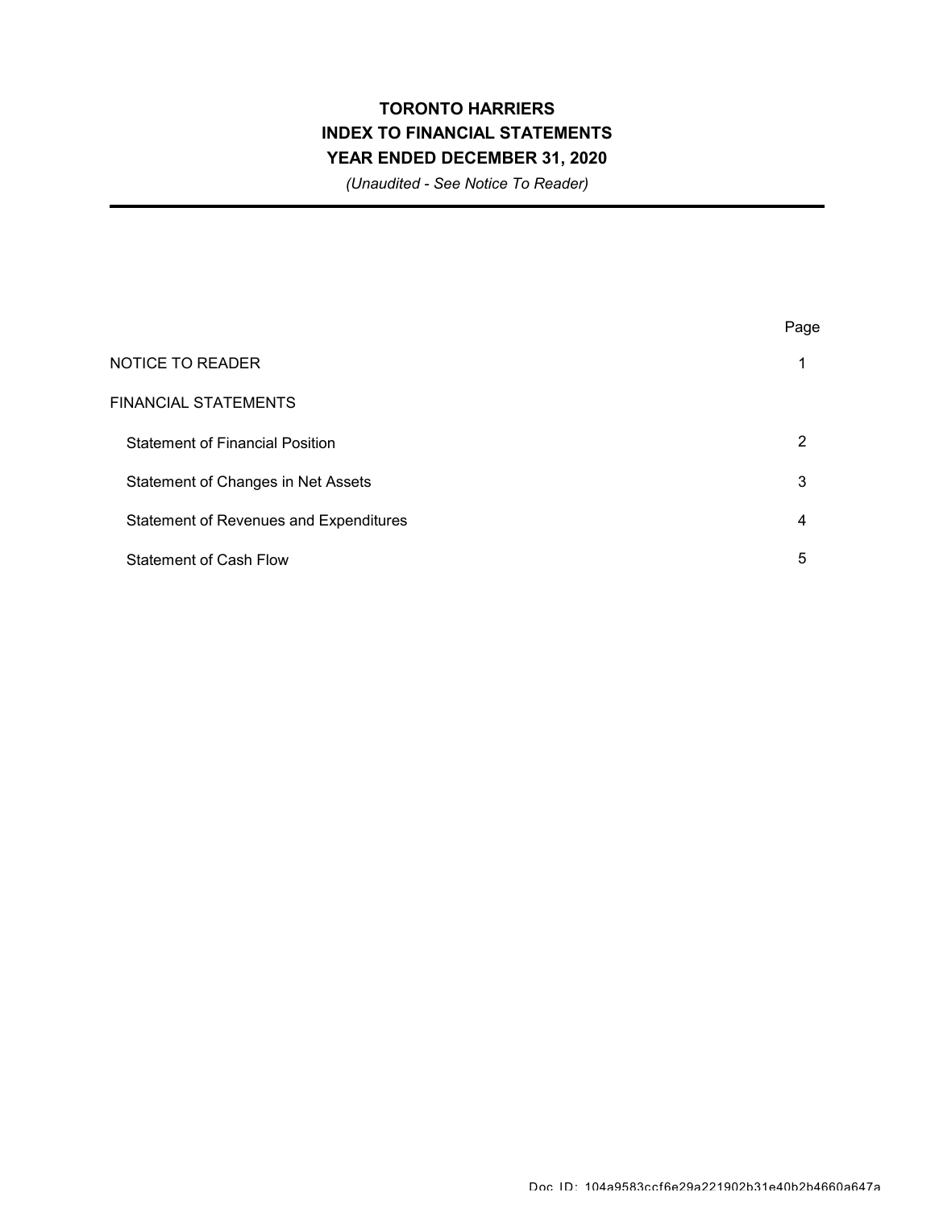# TORONTO HARRIERS
## INDEX TO FINANCIAL STATEMENTS
## YEAR ENDED DECEMBER 31, 2020

*(Unaudited - See Notice To Reader)*

| | Page |
|---|---|
| NOTICE TO READER | 1 |
| FINANCIAL STATEMENTS | |
| Statement of Financial Position | 2 |
| Statement of Changes in Net Assets | 3 |
| Statement of Revenues and Expenditures | 4 |
| Statement of Cash Flow | 5 |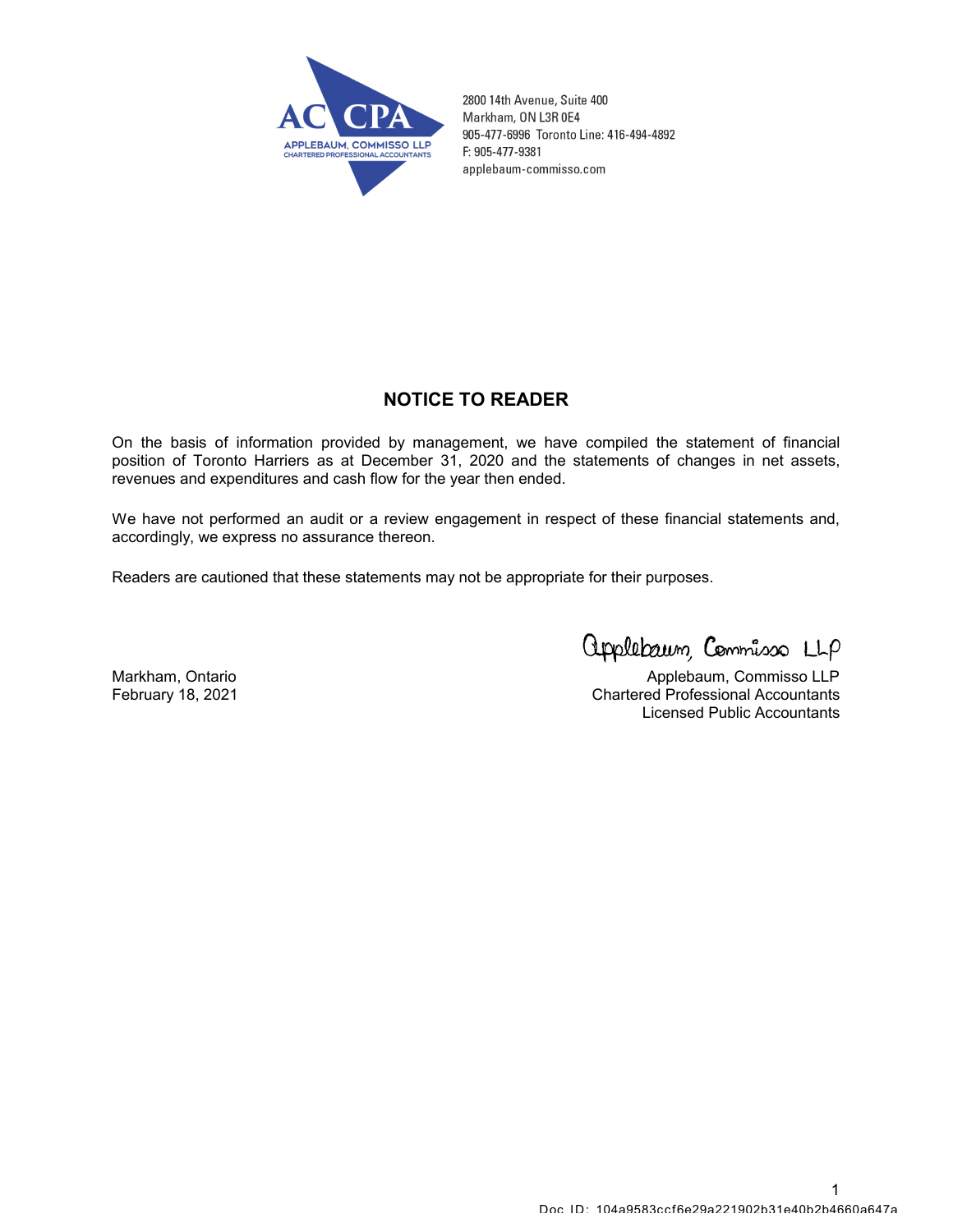AC CPA
APPLEBAUM, COMMISSO LLP
CHARTERED PROFESSIONAL ACCOUNTANTS

2800 14th Avenue, Suite 400
Markham, ON L3R 0E4
905-477-6996 Toronto Line: 416-494-4892
F: 905-477-9381
applebaum-commisso.com

## NOTICE TO READER

On the basis of information provided by management, we have compiled the statement of financial position of Toronto Harriers as at December 31, 2020 and the statements of changes in net assets, revenues and expenditures and cash flow for the year then ended.

We have not performed an audit or a review engagement in respect of these financial statements and, accordingly, we express no assurance thereon.

Readers are cautioned that these statements may not be appropriate for their purposes.

Applebaum, Commisso LLP

Markham, Ontario
February 18, 2021

Applebaum, Commisso LLP
Chartered Professional Accountants
Licensed Public Accountants

Doc ID: 104a9583ccf6e29a221902b31e40b2b4660a647a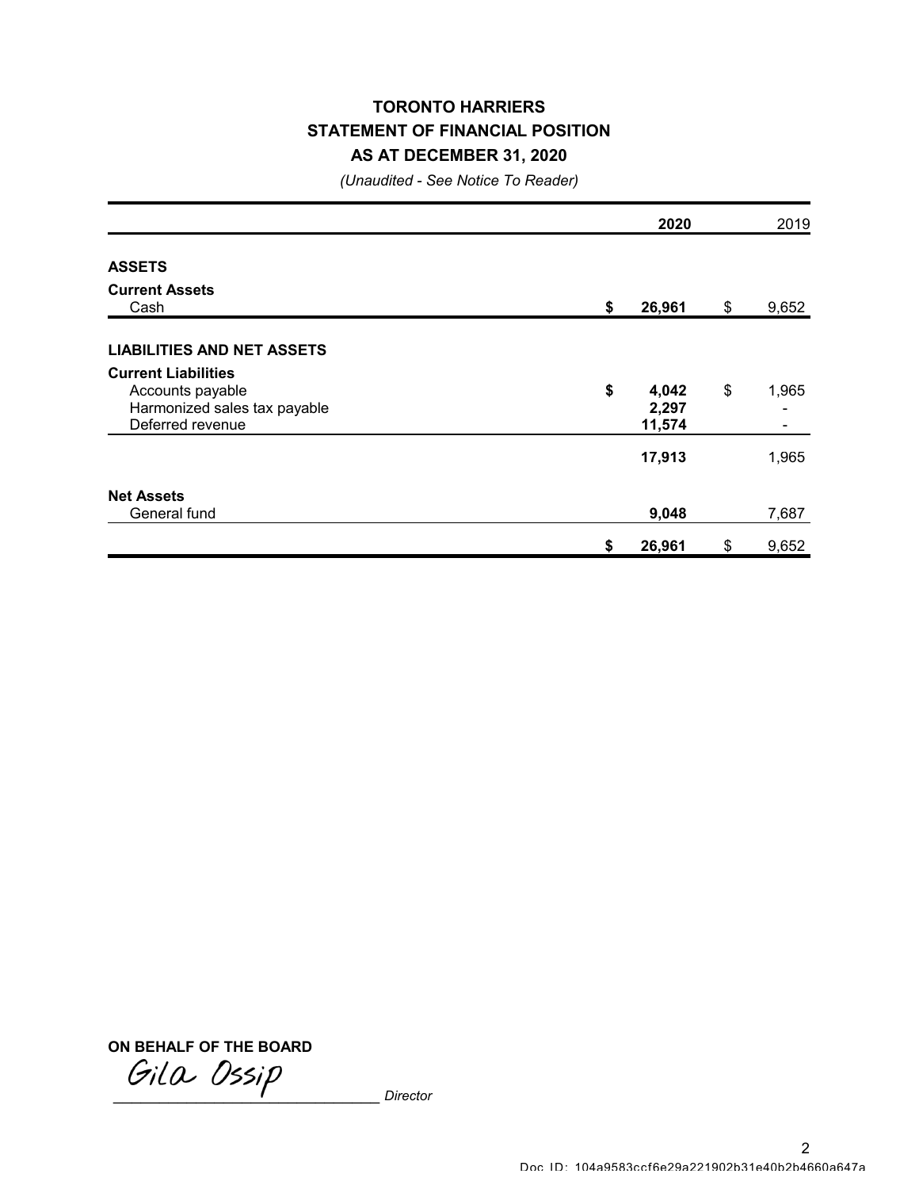# TORONTO HARRIERS
## STATEMENT OF FINANCIAL POSITION
## AS AT DECEMBER 31, 2020

*(Unaudited - See Notice To Reader)*

| | **2020** | 2019 |
|---|---|---|
| **ASSETS** | | |
| **Current Assets** | | |
| Cash | **$ 26,961** | $ 9,652 |
| **LIABILITIES AND NET ASSETS** | | |
| **Current Liabilities** | | |
| Accounts payable | **$ 4,042** | $ 1,965 |
| Harmonized sales tax payable | **2,297** | - |
| Deferred revenue | **11,574** | - |
| | **17,913** | 1,965 |
| **Net Assets** | | |
| General fund | **9,048** | 7,687 |
| | **$ 26,961** | $ 9,652 |

**ON BEHALF OF THE BOARD**

Gila Ossip
______________________________ *Director*

Doc ID: 104a9583ccf6e29a221902b31e40b2b4660a647a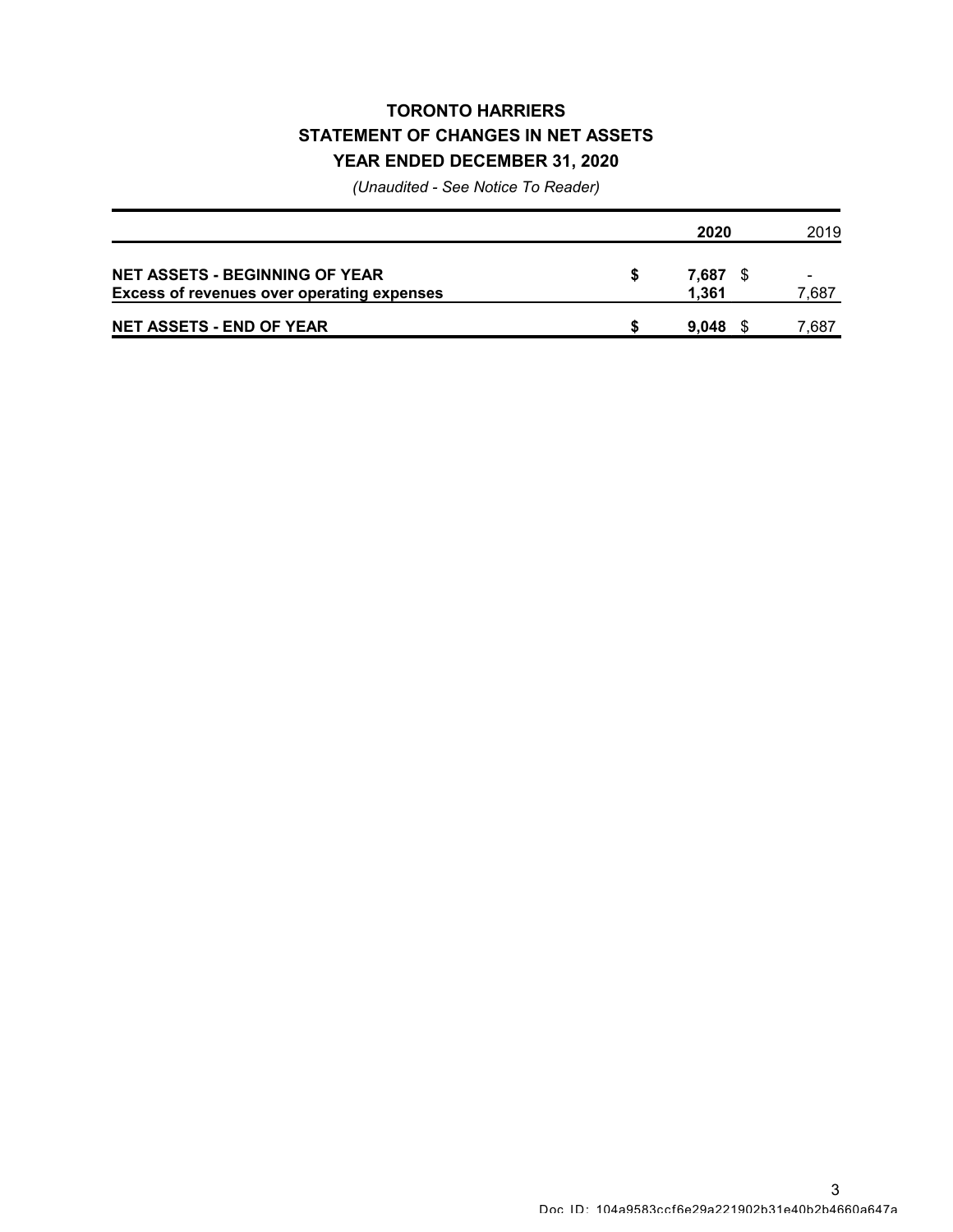# TORONTO HARRIERS
## STATEMENT OF CHANGES IN NET ASSETS
## YEAR ENDED DECEMBER 31, 2020

*(Unaudited - See Notice To Reader)*

| | 2020 | 2019 |
|---|---|---|
| **NET ASSETS - BEGINNING OF YEAR** | **$ 7,687** | $ - |
| **Excess of revenues over operating expenses** | **1,361** | 7,687 |
| **NET ASSETS - END OF YEAR** | **$ 9,048** | $ 7,687 |

Doc ID: 104a9583ccf6e29a221902b31e40b2b4660a647a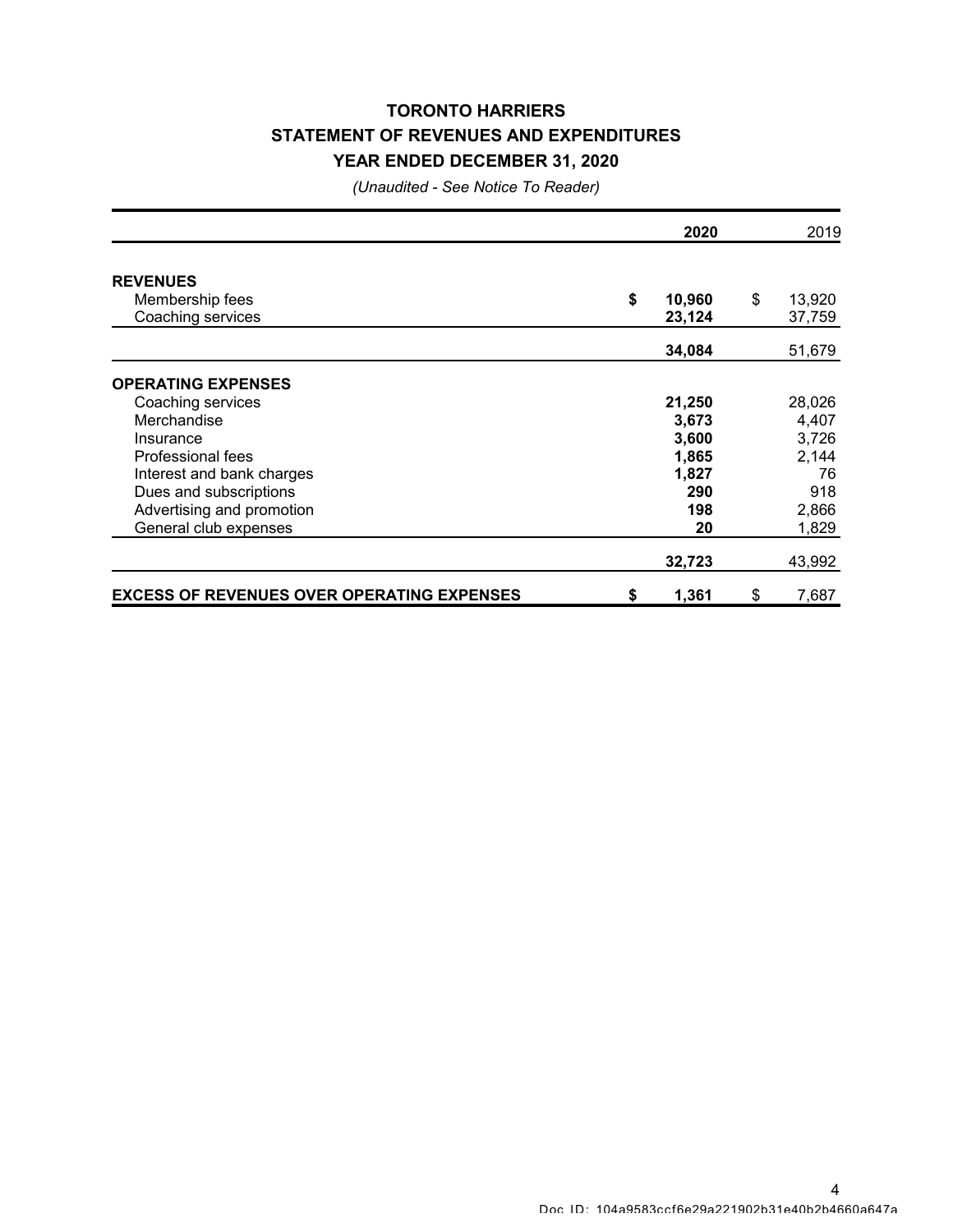# TORONTO HARRIERS
## STATEMENT OF REVENUES AND EXPENDITURES
## YEAR ENDED DECEMBER 31, 2020

*(Unaudited - See Notice To Reader)*

| | **2020** | 2019 |
|---|---|---|
| **REVENUES** | | |
| Membership fees | **$ 10,960** | $ 13,920 |
| Coaching services | **23,124** | 37,759 |
| | **34,084** | 51,679 |
| **OPERATING EXPENSES** | | |
| Coaching services | **21,250** | 28,026 |
| Merchandise | **3,673** | 4,407 |
| Insurance | **3,600** | 3,726 |
| Professional fees | **1,865** | 2,144 |
| Interest and bank charges | **1,827** | 76 |
| Dues and subscriptions | **290** | 918 |
| Advertising and promotion | **198** | 2,866 |
| General club expenses | **20** | 1,829 |
| | **32,723** | 43,992 |
| **EXCESS OF REVENUES OVER OPERATING EXPENSES** | **$ 1,361** | $ 7,687 |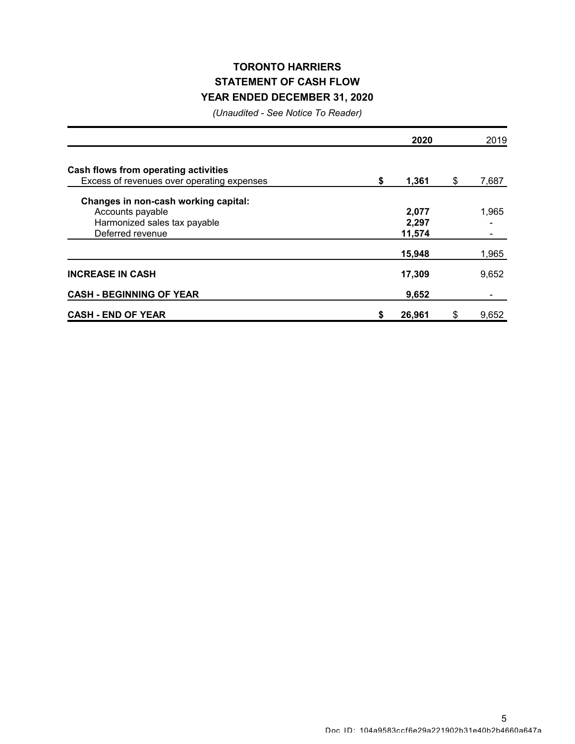# TORONTO HARRIERS

## STATEMENT OF CASH FLOW

## YEAR ENDED DECEMBER 31, 2020

*(Unaudited - See Notice To Reader)*

| | 2020 | 2019 |
|---|---|---|
| **Cash flows from operating activities** | | |
| Excess of revenues over operating expenses | **$ 1,361** | $ 7,687 |
| **Changes in non-cash working capital:** | | |
| Accounts payable | **2,077** | 1,965 |
| Harmonized sales tax payable | **2,297** | - |
| Deferred revenue | **11,574** | - |
| | **15,948** | 1,965 |
| **INCREASE IN CASH** | **17,309** | 9,652 |
| **CASH - BEGINNING OF YEAR** | **9,652** | - |
| **CASH - END OF YEAR** | **$ 26,961** | $ 9,652 |

Doc ID: 104a9583ccf6e29a221902b31e40b2b4660a647a